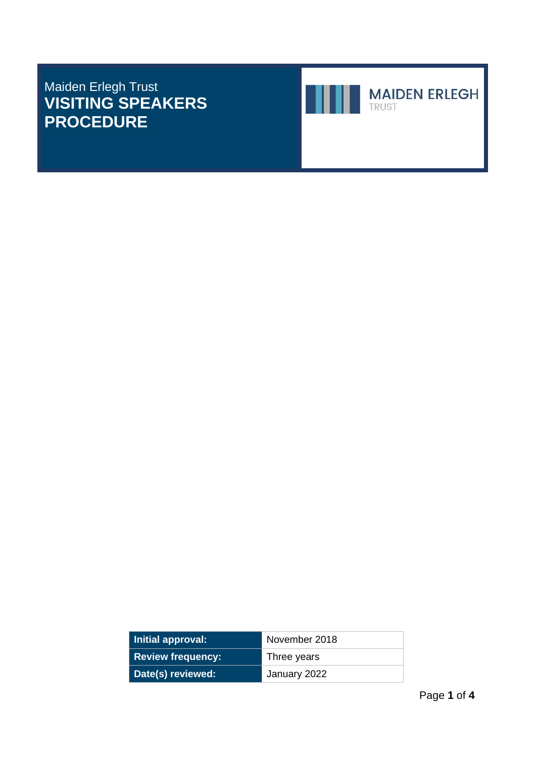Maiden Erlegh Trust

# VISITING SPEAKERS PROCEDURE

MAIDEN ERLEGH
TRUST

| Initial approval: | November 2018 |
|---|---|
| Review frequency: | Three years |
| Date(s) reviewed: | January 2022 |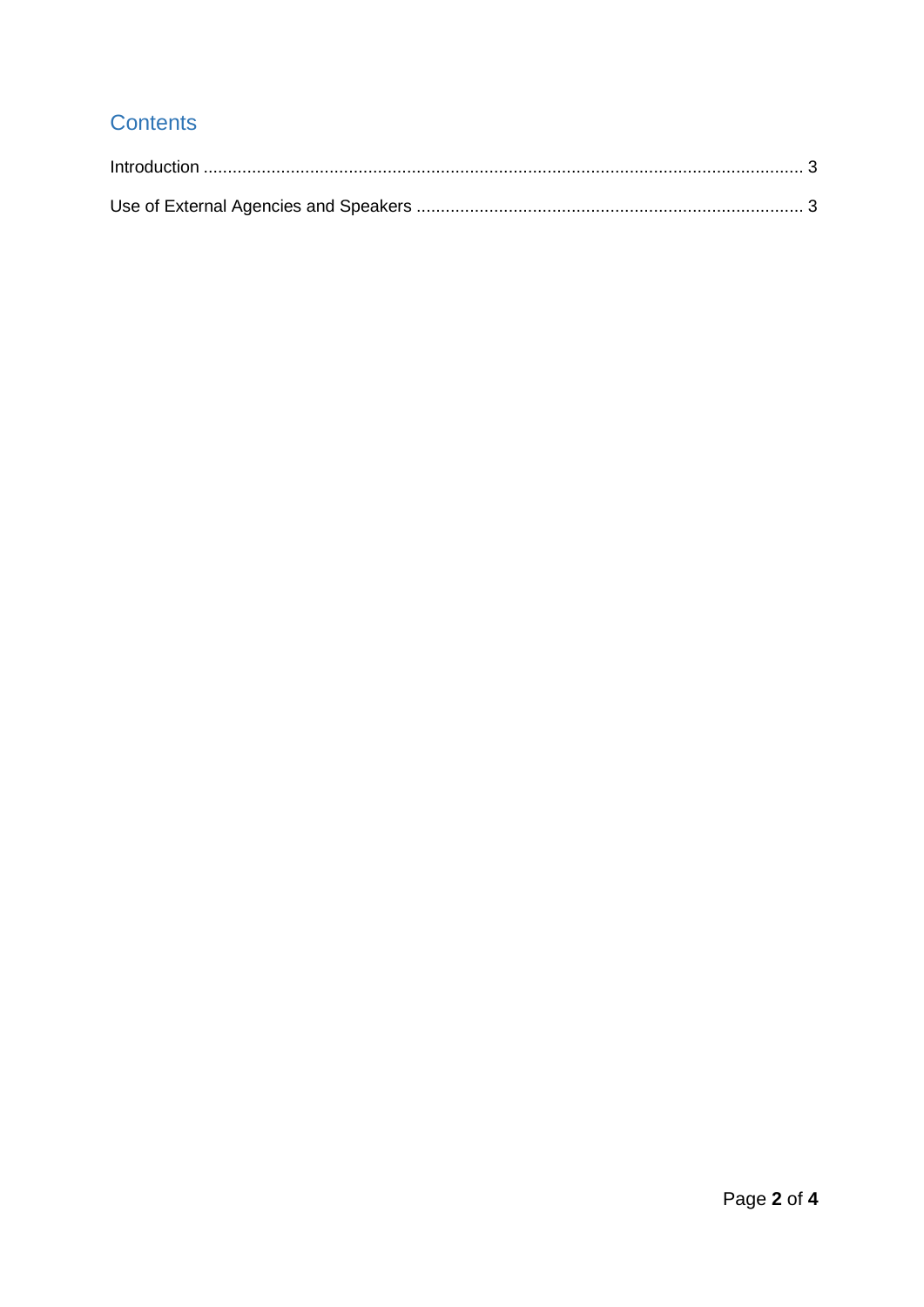## Contents

Introduction ........................................................................................................................... 3

Use of External Agencies and Speakers ................................................................................ 3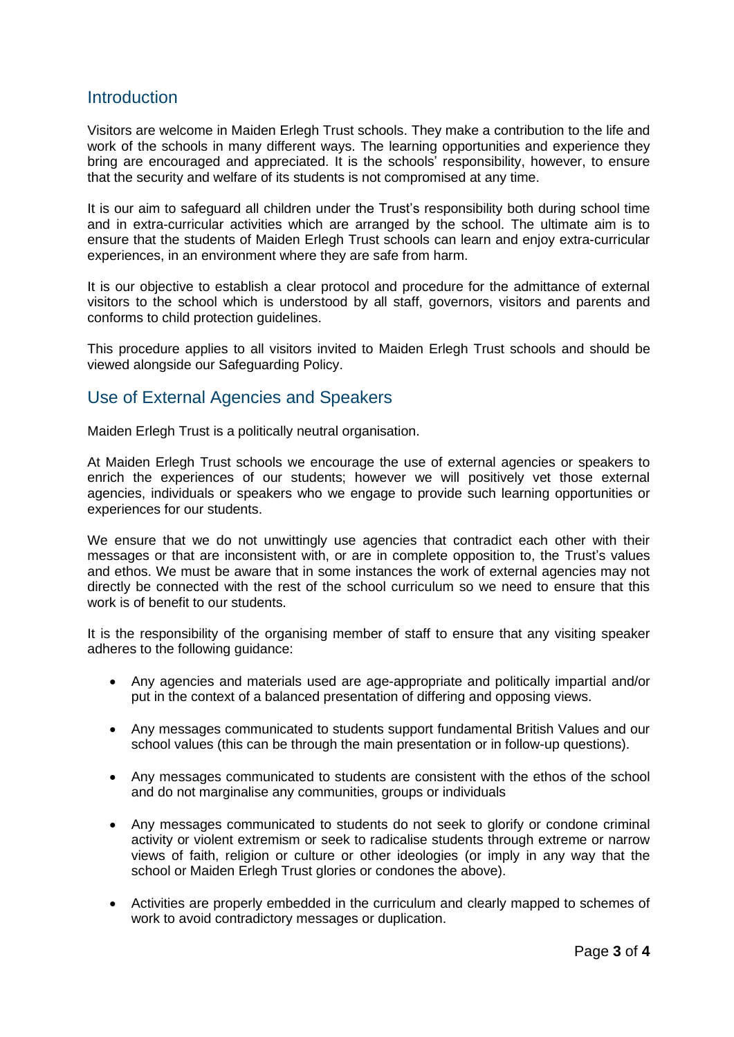## Introduction

Visitors are welcome in Maiden Erlegh Trust schools. They make a contribution to the life and work of the schools in many different ways. The learning opportunities and experience they bring are encouraged and appreciated. It is the schools' responsibility, however, to ensure that the security and welfare of its students is not compromised at any time.

It is our aim to safeguard all children under the Trust's responsibility both during school time and in extra-curricular activities which are arranged by the school. The ultimate aim is to ensure that the students of Maiden Erlegh Trust schools can learn and enjoy extra-curricular experiences, in an environment where they are safe from harm.

It is our objective to establish a clear protocol and procedure for the admittance of external visitors to the school which is understood by all staff, governors, visitors and parents and conforms to child protection guidelines.

This procedure applies to all visitors invited to Maiden Erlegh Trust schools and should be viewed alongside our Safeguarding Policy.

## Use of External Agencies and Speakers

Maiden Erlegh Trust is a politically neutral organisation.

At Maiden Erlegh Trust schools we encourage the use of external agencies or speakers to enrich the experiences of our students; however we will positively vet those external agencies, individuals or speakers who we engage to provide such learning opportunities or experiences for our students.

We ensure that we do not unwittingly use agencies that contradict each other with their messages or that are inconsistent with, or are in complete opposition to, the Trust's values and ethos. We must be aware that in some instances the work of external agencies may not directly be connected with the rest of the school curriculum so we need to ensure that this work is of benefit to our students.

It is the responsibility of the organising member of staff to ensure that any visiting speaker adheres to the following guidance:

- Any agencies and materials used are age-appropriate and politically impartial and/or put in the context of a balanced presentation of differing and opposing views.
- Any messages communicated to students support fundamental British Values and our school values (this can be through the main presentation or in follow-up questions).
- Any messages communicated to students are consistent with the ethos of the school and do not marginalise any communities, groups or individuals
- Any messages communicated to students do not seek to glorify or condone criminal activity or violent extremism or seek to radicalise students through extreme or narrow views of faith, religion or culture or other ideologies (or imply in any way that the school or Maiden Erlegh Trust glories or condones the above).
- Activities are properly embedded in the curriculum and clearly mapped to schemes of work to avoid contradictory messages or duplication.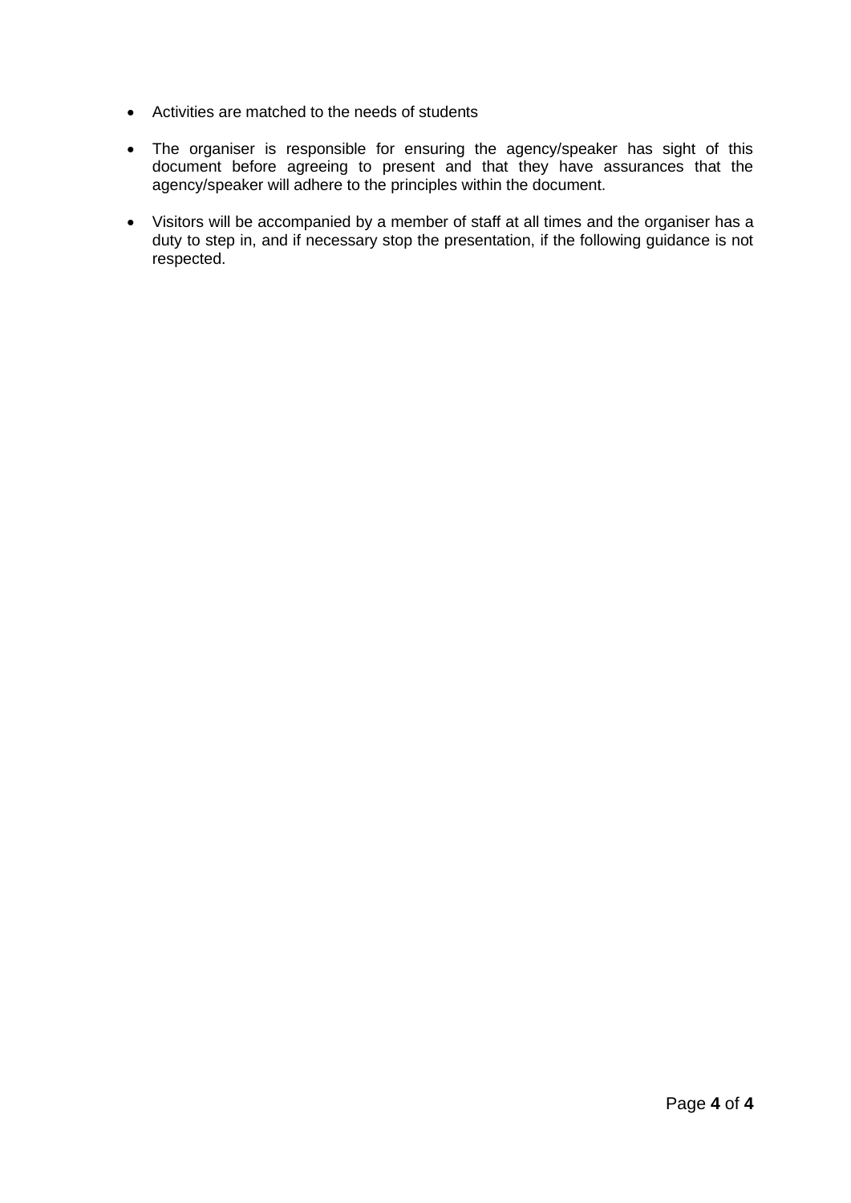- Activities are matched to the needs of students
- The organiser is responsible for ensuring the agency/speaker has sight of this document before agreeing to present and that they have assurances that the agency/speaker will adhere to the principles within the document.
- Visitors will be accompanied by a member of staff at all times and the organiser has a duty to step in, and if necessary stop the presentation, if the following guidance is not respected.